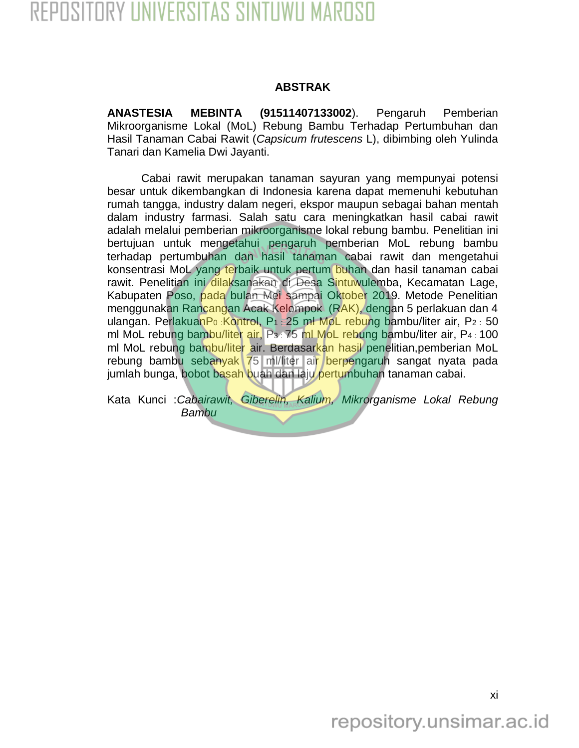# ABSTRAK

**ANASTESIA MEBINTA (91511407133002**). Pengaruh Pemberian Mikroorganisme Lokal (MoL) Rebung Bambu Terhadap Pertumbuhan dan Hasil Tanaman Cabai Rawit (*Capsicum frutescens* L), dibimbing oleh Yulinda Tanari dan Kamelia Dwi Jayanti.

Cabai rawit merupakan tanaman sayuran yang mempunyai potensi besar untuk dikembangkan di Indonesia karena dapat memenuhi kebutuhan rumah tangga, industry dalam negeri, ekspor maupun sebagai bahan mentah dalam industry farmasi. Salah satu cara meningkatkan hasil cabai rawit adalah melalui pemberian mikroorganisme lokal rebung bambu. Penelitian ini bertujuan untuk mengetahui pengaruh pemberian MoL rebung bambu terhadap pertumbuhan dan hasil tanaman cabai rawit dan mengetahui konsentrasi MoL yang terbaik untuk pertum buhan dan hasil tanaman cabai rawit. Penelitian ini dilaksanakan di Desa Sintuwulemba, Kecamatan Lage, Kabupaten Poso, pada bulan Mei sampai Oktober 2019. Metode Penelitian menggunakan Rancangan Acak Kelompok (RAK), dengan 5 perlakuan dan 4 ulangan. Perlakuan$P_0$ : Kontrol, $P_1$ : 25 ml MoL rebung bambu/liter air, $P_2$ : 50 ml MoL rebung bambu/liter air, $P_3$ : 75 ml MoL rebung bambu/liter air, $P_4$ : 100 ml MoL rebung bambu/liter air. Berdasarkan hasil penelitian,pemberian MoL rebung bambu sebanyak 75 ml/liter air berpengaruh sangat nyata pada jumlah bunga, bobot basah buah dan laju pertumbuhan tanaman cabai.

Kata Kunci :*Cabairawit, Giberelin, Kalium, Mikrorganisme Lokal Rebung Bambu*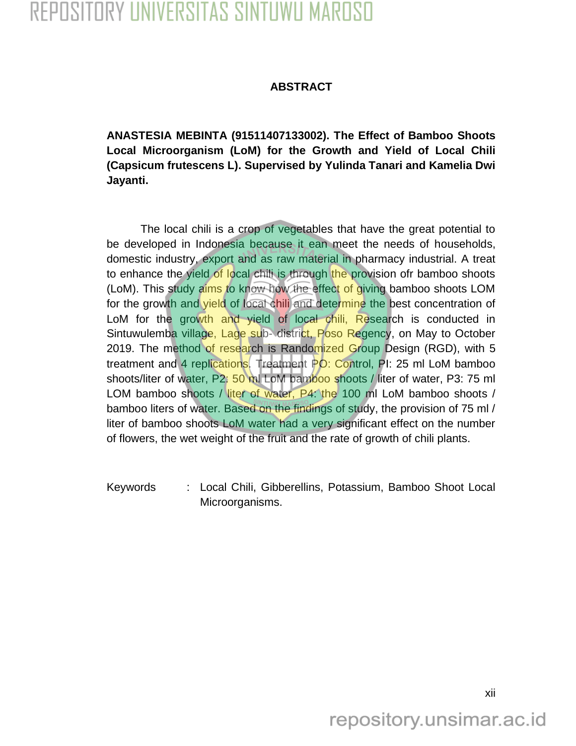# ABSTRACT

**ANASTESIA MEBINTA (91511407133002). The Effect of Bamboo Shoots Local Microorganism (LoM) for the Growth and Yield of Local Chili (Capsicum frutescens L). Supervised by Yulinda Tanari and Kamelia Dwi Jayanti.**

The local chili is a crop of vegetables that have the great potential to be developed in Indonesia because it ean meet the needs of households, domestic industry, export and as raw material in pharmacy industrial. A treat to enhance the yield of local chili is through the provision ofr bamboo shoots (LoM). This study aims to know how the effect of giving bamboo shoots LOM for the growth and yield of local chili and determine the best concentration of LoM for the growth and yield of local chili, Research is conducted in Sintuwulemba village, Lage sub- district, Poso Regency, on May to October 2019. The method of research is Randomized Group Design (RGD), with 5 treatment and 4 replications. Treatment PO: Control, PI: 25 ml LoM bamboo shoots/liter of water, P2: 50 ml LoM bamboo shoots / liter of water, P3: 75 ml LOM bamboo shoots / liter of water, P4: the 100 ml LoM bamboo shoots / bamboo liters of water. Based on the findings of study, the provision of 75 ml / liter of bamboo shoots LoM water had a very significant effect on the number of flowers, the wet weight of the fruit and the rate of growth of chili plants.

Keywords : Local Chili, Gibberellins, Potassium, Bamboo Shoot Local Microorganisms.